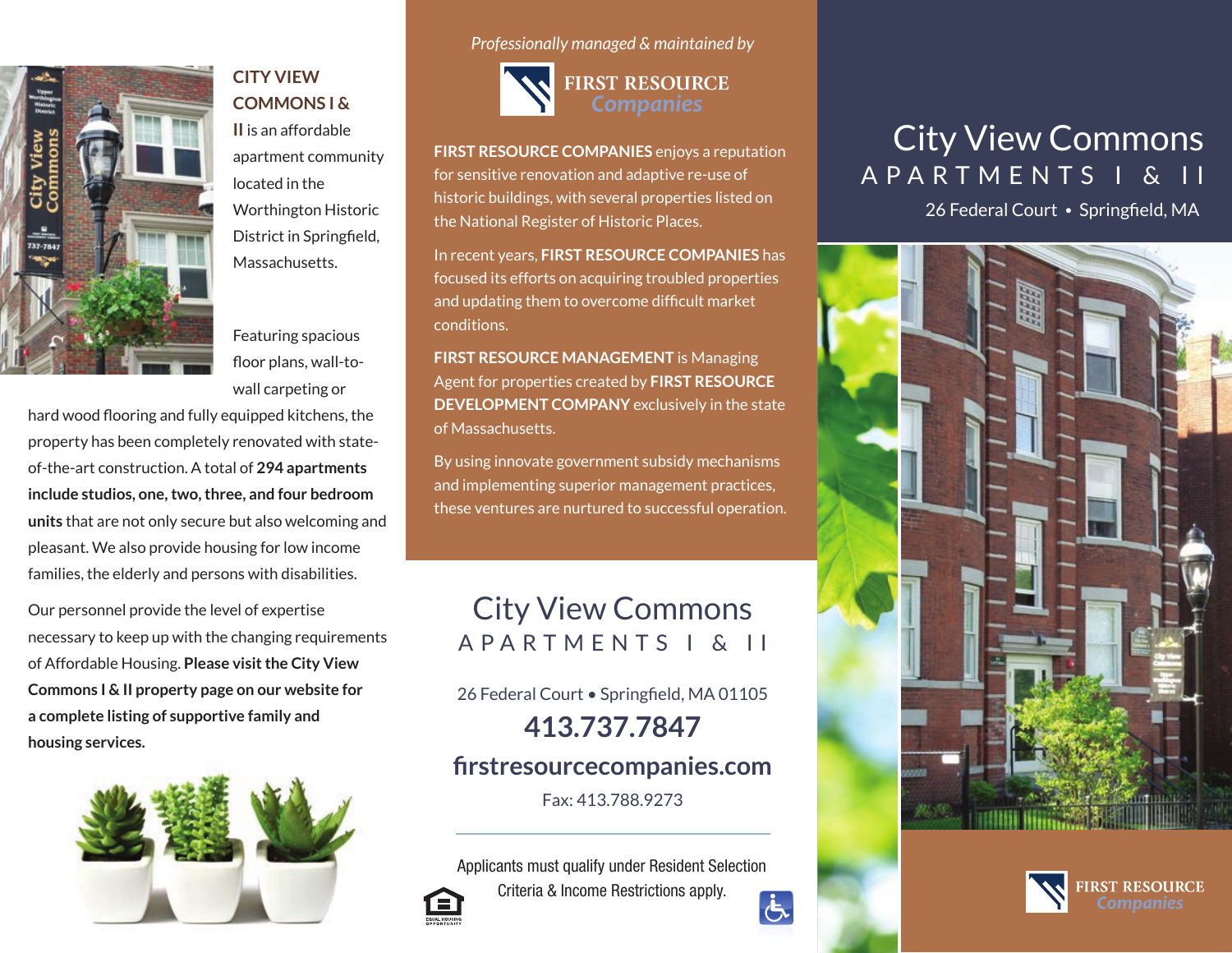**CITY VIEW COMMONS I & II** is an affordable apartment community located in the Worthington Historic District in Springfield, Massachusetts.

Featuring spacious floor plans, wall-to-wall carpeting or hard wood flooring and fully equipped kitchens, the property has been completely renovated with state-of-the-art construction. A total of **294 apartments include studios, one, two, three, and four bedroom units** that are not only secure but also welcoming and pleasant. We also provide housing for low income families, the elderly and persons with disabilities.

Our personnel provide the level of expertise necessary to keep up with the changing requirements of Affordable Housing. **Please visit the City View Commons I & II property page on our website for a complete listing of supportive family and housing services.**

*Professionally managed & maintained by*

FIRST RESOURCE *Companies*

**FIRST RESOURCE COMPANIES** enjoys a reputation for sensitive renovation and adaptive re-use of historic buildings, with several properties listed on the National Register of Historic Places.

In recent years, **FIRST RESOURCE COMPANIES** has focused its efforts on acquiring troubled properties and updating them to overcome difficult market conditions.

**FIRST RESOURCE MANAGEMENT** is Managing Agent for properties created by **FIRST RESOURCE DEVELOPMENT COMPANY** exclusively in the state of Massachusetts.

By using innovate government subsidy mechanisms and implementing superior management practices, these ventures are nurtured to successful operation.

# City View Commons

## APARTMENTS I & II

26 Federal Court • Springfield, MA 01105

**413.737.7847**

**firstresourcecompanies.com**

Fax: 413.788.9273

---

Applicants must qualify under Resident Selection Criteria & Income Restrictions apply.

EQUAL HOUSING OPPORTUNITY

# City View Commons

## APARTMENTS I & II

26 Federal Court • Springfield, MA

FIRST RESOURCE *Companies*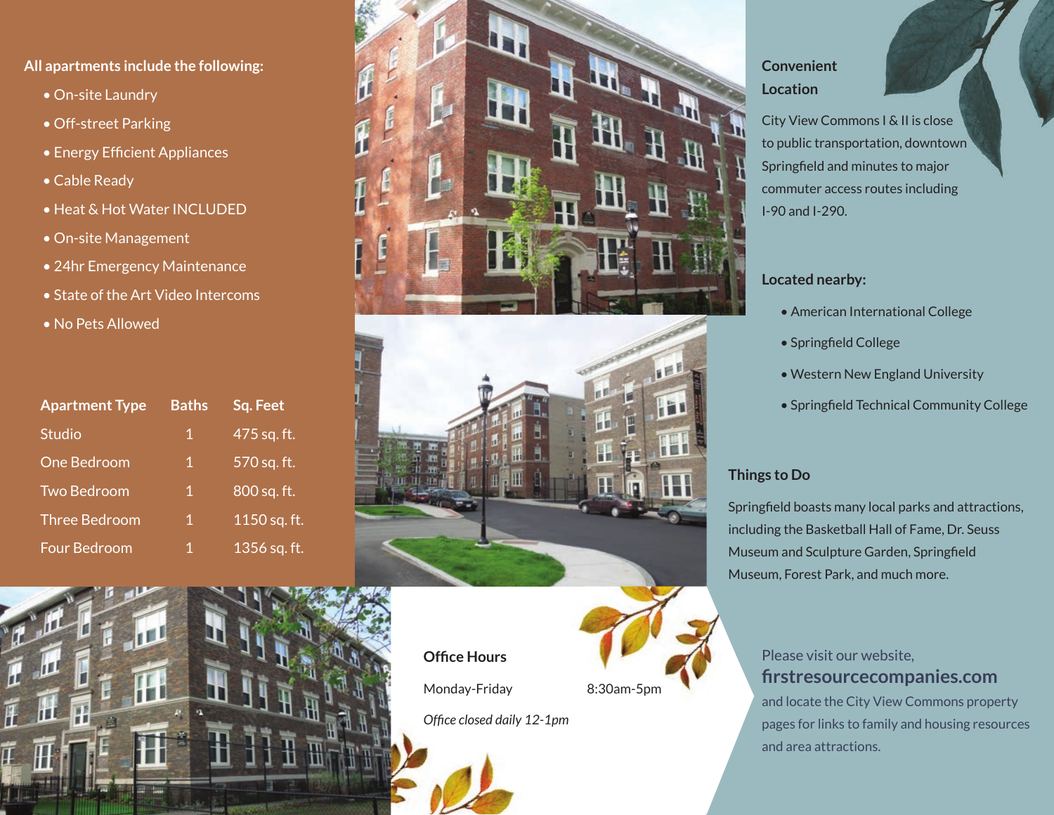**All apartments include the following:**

- On-site Laundry
- Off-street Parking
- Energy Efficient Appliances
- Cable Ready
- Heat & Hot Water INCLUDED
- On-site Management
- 24hr Emergency Maintenance
- State of the Art Video Intercoms
- No Pets Allowed

| Apartment Type | Baths | Sq. Feet |
| --- | --- | --- |
| Studio | 1 | 475 sq. ft. |
| One Bedroom | 1 | 570 sq. ft. |
| Two Bedroom | 1 | 800 sq. ft. |
| Three Bedroom | 1 | 1150 sq. ft. |
| Four Bedroom | 1 | 1356 sq. ft. |

## Convenient Location

City View Commons I & II is close to public transportation, downtown Springfield and minutes to major commuter access routes including I-90 and I-290.

### Located nearby:

- American International College
- Springfield College
- Western New England University
- Springfield Technical Community College

## Things to Do

Springfield boasts many local parks and attractions, including the Basketball Hall of Fame, Dr. Seuss Museum and Sculpture Garden, Springfield Museum, Forest Park, and much more.

## Office Hours

Monday-Friday 8:30am-5pm

*Office closed daily 12-1pm*

Please visit our website,
**firstresourcecompanies.com**
and locate the City View Commons property pages for links to family and housing resources and area attractions.